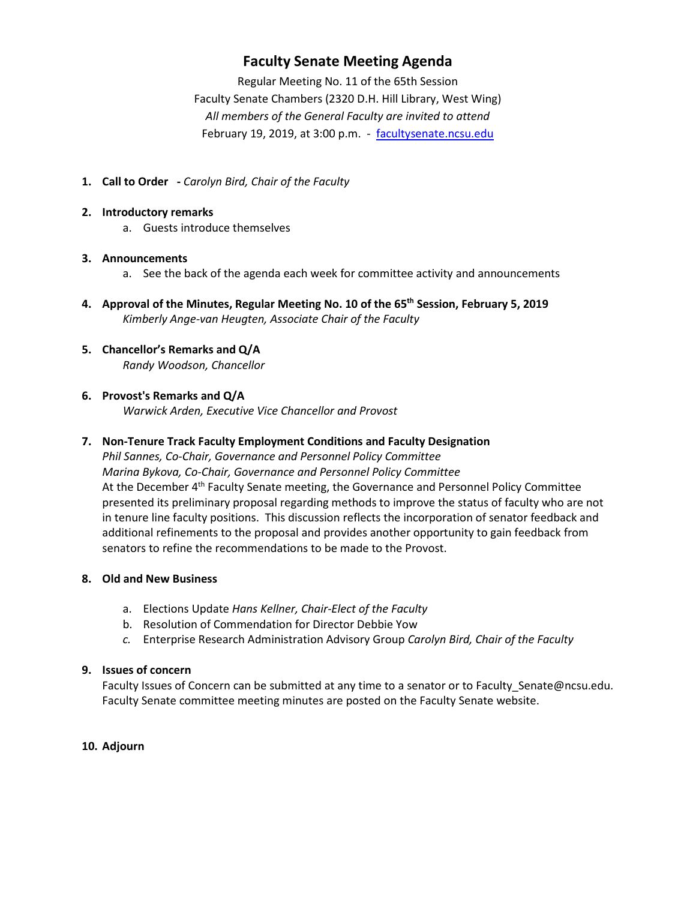# Faculty Senate Meeting Agenda

Regular Meeting No. 11 of the 65th Session
Faculty Senate Chambers (2320 D.H. Hill Library, West Wing)
*All members of the General Faculty are invited to attend*
February 19, 2019, at 3:00 p.m. - [facultysenate.ncsu.edu](facultysenate.ncsu.edu)

1. **Call to Order** - *Carolyn Bird, Chair of the Faculty*

2. **Introductory remarks**
   a. Guests introduce themselves

3. **Announcements**
   a. See the back of the agenda each week for committee activity and announcements

4. **Approval of the Minutes, Regular Meeting No. 10 of the 65th Session, February 5, 2019**
   *Kimberly Ange-van Heugten, Associate Chair of the Faculty*

5. **Chancellor's Remarks and Q/A**
   *Randy Woodson, Chancellor*

6. **Provost's Remarks and Q/A**
   *Warwick Arden, Executive Vice Chancellor and Provost*

7. **Non-Tenure Track Faculty Employment Conditions and Faculty Designation**
   *Phil Sannes, Co-Chair, Governance and Personnel Policy Committee*
   *Marina Bykova, Co-Chair, Governance and Personnel Policy Committee*
   At the December 4th Faculty Senate meeting, the Governance and Personnel Policy Committee presented its preliminary proposal regarding methods to improve the status of faculty who are not in tenure line faculty positions. This discussion reflects the incorporation of senator feedback and additional refinements to the proposal and provides another opportunity to gain feedback from senators to refine the recommendations to be made to the Provost.

8. **Old and New Business**
   a. Elections Update *Hans Kellner, Chair-Elect of the Faculty*
   b. Resolution of Commendation for Director Debbie Yow
   c. Enterprise Research Administration Advisory Group *Carolyn Bird, Chair of the Faculty*

9. **Issues of concern**
   Faculty Issues of Concern can be submitted at any time to a senator or to Faculty_Senate@ncsu.edu. Faculty Senate committee meeting minutes are posted on the Faculty Senate website.

10. **Adjourn**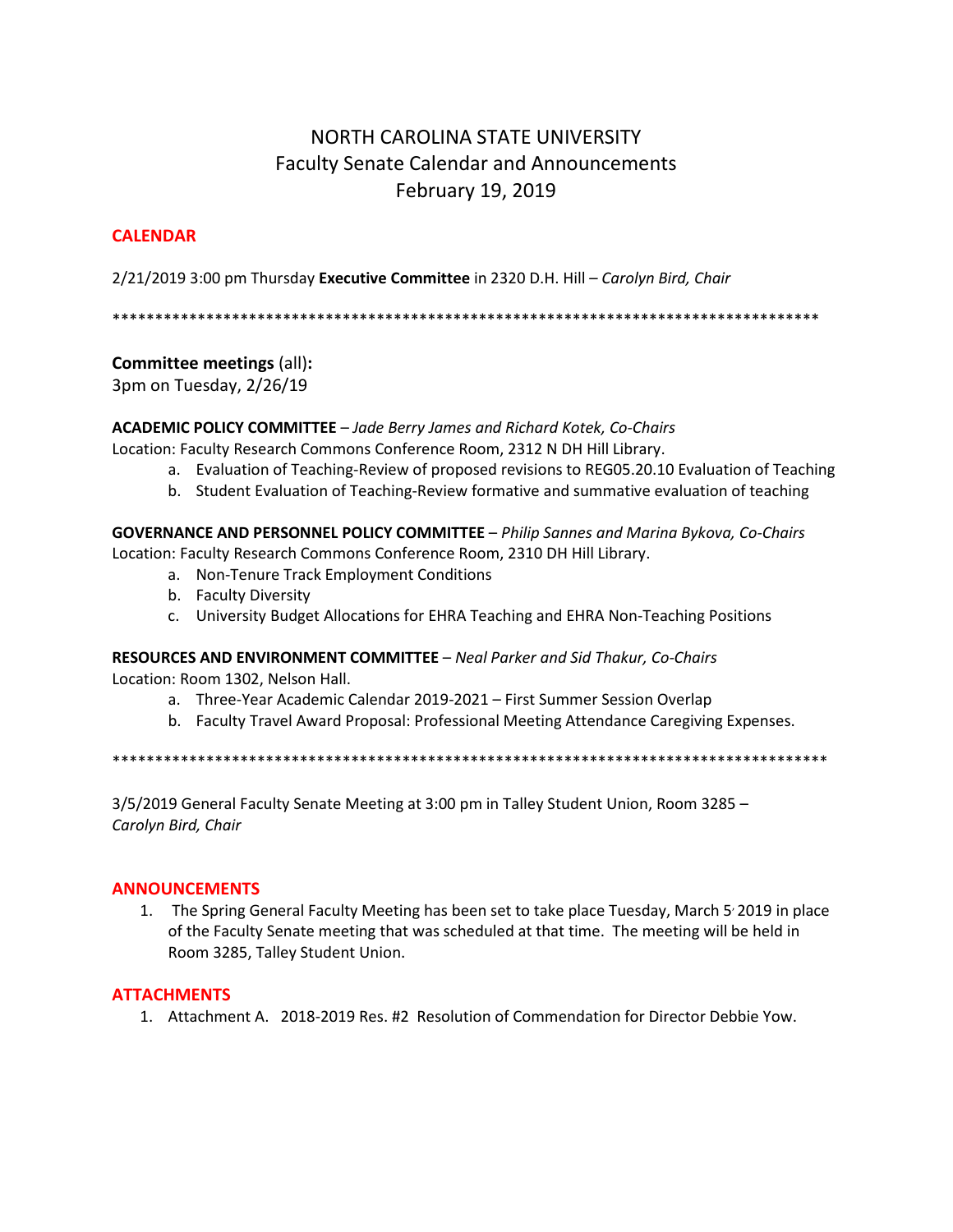# NORTH CAROLINA STATE UNIVERSITY
## Faculty Senate Calendar and Announcements
## February 19, 2019

### CALENDAR

2/21/2019 3:00 pm Thursday **Executive Committee** in 2320 D.H. Hill – *Carolyn Bird, Chair*

************************************************************************************

**Committee meetings** (all)**:**
3pm on Tuesday, 2/26/19

**ACADEMIC POLICY COMMITTEE** – *Jade Berry James and Richard Kotek, Co-Chairs*
Location: Faculty Research Commons Conference Room, 2312 N DH Hill Library.

a. Evaluation of Teaching-Review of proposed revisions to REG05.20.10 Evaluation of Teaching
b. Student Evaluation of Teaching-Review formative and summative evaluation of teaching

**GOVERNANCE AND PERSONNEL POLICY COMMITTEE** – *Philip Sannes and Marina Bykova, Co-Chairs*
Location: Faculty Research Commons Conference Room, 2310 DH Hill Library.

a. Non-Tenure Track Employment Conditions
b. Faculty Diversity
c. University Budget Allocations for EHRA Teaching and EHRA Non-Teaching Positions

**RESOURCES AND ENVIRONMENT COMMITTEE** – *Neal Parker and Sid Thakur, Co-Chairs*
Location: Room 1302, Nelson Hall.

a. Three-Year Academic Calendar 2019-2021 – First Summer Session Overlap
b. Faculty Travel Award Proposal: Professional Meeting Attendance Caregiving Expenses.

************************************************************************************

3/5/2019 General Faculty Senate Meeting at 3:00 pm in Talley Student Union, Room 3285 – *Carolyn Bird, Chair*

### ANNOUNCEMENTS

1. The Spring General Faculty Meeting has been set to take place Tuesday, March 5, 2019 in place of the Faculty Senate meeting that was scheduled at that time. The meeting will be held in Room 3285, Talley Student Union.

### ATTACHMENTS

1. Attachment A. 2018-2019 Res. #2 Resolution of Commendation for Director Debbie Yow.